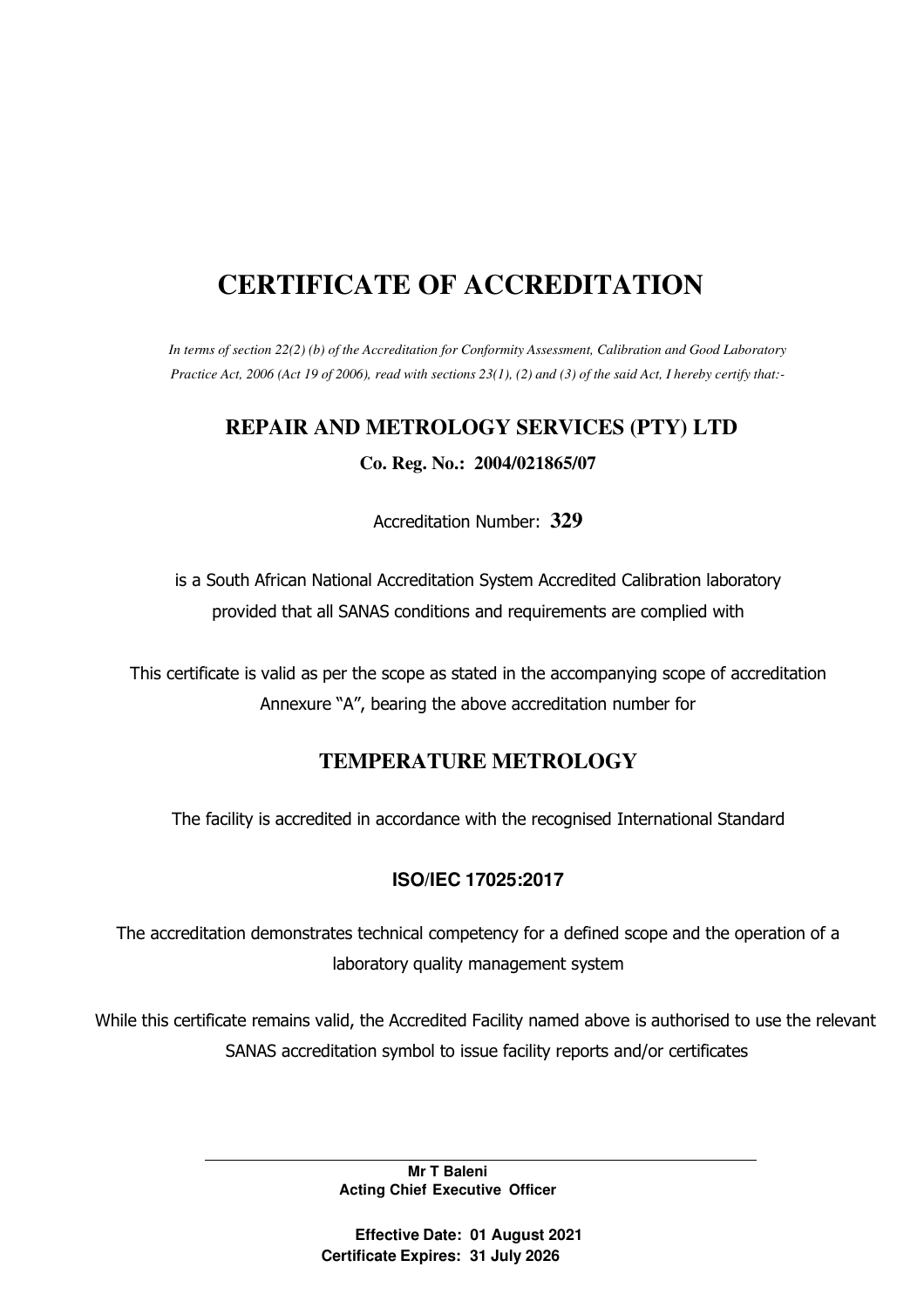# CERTIFICATE OF ACCREDITATION

*In terms of section 22(2) (b) of the Accreditation for Conformity Assessment, Calibration and Good Laboratory Practice Act, 2006 (Act 19 of 2006), read with sections 23(1), (2) and (3) of the said Act, I hereby certify that:-*

## REPAIR AND METROLOGY SERVICES (PTY) LTD

**Co. Reg. No.: 2004/021865/07**

Accreditation Number: **329**

is a South African National Accreditation System Accredited Calibration laboratory provided that all SANAS conditions and requirements are complied with

This certificate is valid as per the scope as stated in the accompanying scope of accreditation Annexure "A", bearing the above accreditation number for

## TEMPERATURE METROLOGY

The facility is accredited in accordance with the recognised International Standard

**ISO/IEC 17025:2017**

The accreditation demonstrates technical competency for a defined scope and the operation of a laboratory quality management system

While this certificate remains valid, the Accredited Facility named above is authorised to use the relevant SANAS accreditation symbol to issue facility reports and/or certificates

**Mr T Baleni**
**Acting Chief Executive Officer**

**Effective Date: 01 August 2021**
**Certificate Expires: 31 July 2026**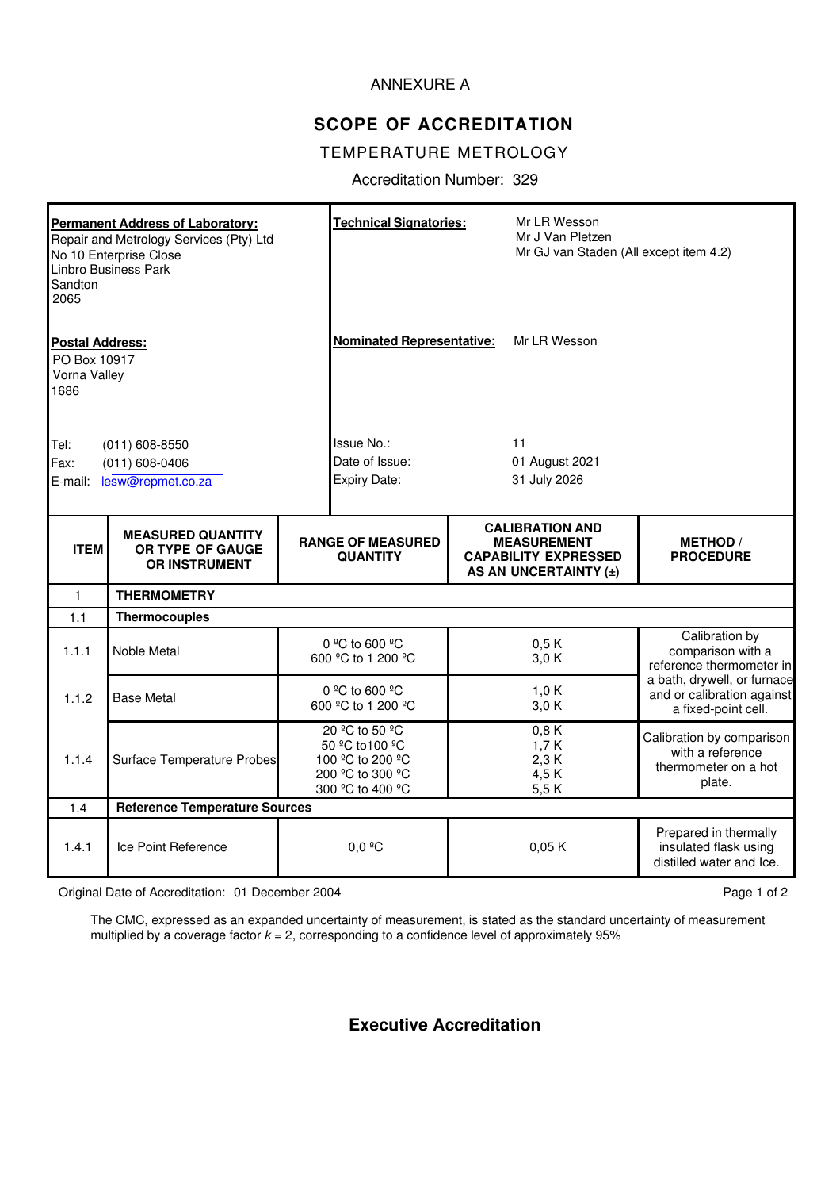ANNEXURE A

## SCOPE OF ACCREDITATION

TEMPERATURE METROLOGY

Accreditation Number: 329

| | |
|---|---|
| **Permanent Address of Laboratory:**<br>Repair and Metrology Services (Pty) Ltd<br>No 10 Enterprise Close<br>Linbro Business Park<br>Sandton<br>2065 | **Technical Signatories:** Mr LR Wesson<br>Mr J Van Pletzen<br>Mr GJ van Staden (All except item 4.2) |
| **Postal Address:**<br>PO Box 10917<br>Vorna Valley<br>1686 | **Nominated Representative:** Mr LR Wesson |
| Tel: (011) 608-8550<br>Fax: (011) 608-0406<br>E-mail: lesw@repmet.co.za | Issue No.: 11<br>Date of Issue: 01 August 2021<br>Expiry Date: 31 July 2026 |

| ITEM | MEASURED QUANTITY OR TYPE OF GAUGE OR INSTRUMENT | RANGE OF MEASURED QUANTITY | CALIBRATION AND MEASUREMENT CAPABILITY EXPRESSED AS AN UNCERTAINTY (±) | METHOD / PROCEDURE |
|---|---|---|---|---|
| 1 | **THERMOMETRY** | | | |
| 1.1 | **Thermocouples** | | | |
| 1.1.1 | Noble Metal | 0 ºC to 600 ºC<br>600 ºC to 1 200 ºC | 0,5 K<br>3,0 K | Calibration by comparison with a reference thermometer in a bath, drywell, or furnace and or calibration against a fixed-point cell. |
| 1.1.2 | Base Metal | 0 ºC to 600 ºC<br>600 ºC to 1 200 ºC | 1,0 K<br>3,0 K | |
| 1.1.4 | Surface Temperature Probes | 20 ºC to 50 ºC<br>50 ºC to100 ºC<br>100 ºC to 200 ºC<br>200 ºC to 300 ºC<br>300 ºC to 400 ºC | 0,8 K<br>1,7 K<br>2,3 K<br>4,5 K<br>5,5 K | Calibration by comparison with a reference thermometer on a hot plate. |
| 1.4 | **Reference Temperature Sources** | | | |
| 1.4.1 | Ice Point Reference | 0,0 ºC | 0,05 K | Prepared in thermally insulated flask using distilled water and Ice. |

Original Date of Accreditation: 01 December 2004

The CMC, expressed as an expanded uncertainty of measurement, is stated as the standard uncertainty of measurement multiplied by a coverage factor $k = 2$, corresponding to a confidence level of approximately 95%

**Executive Accreditation**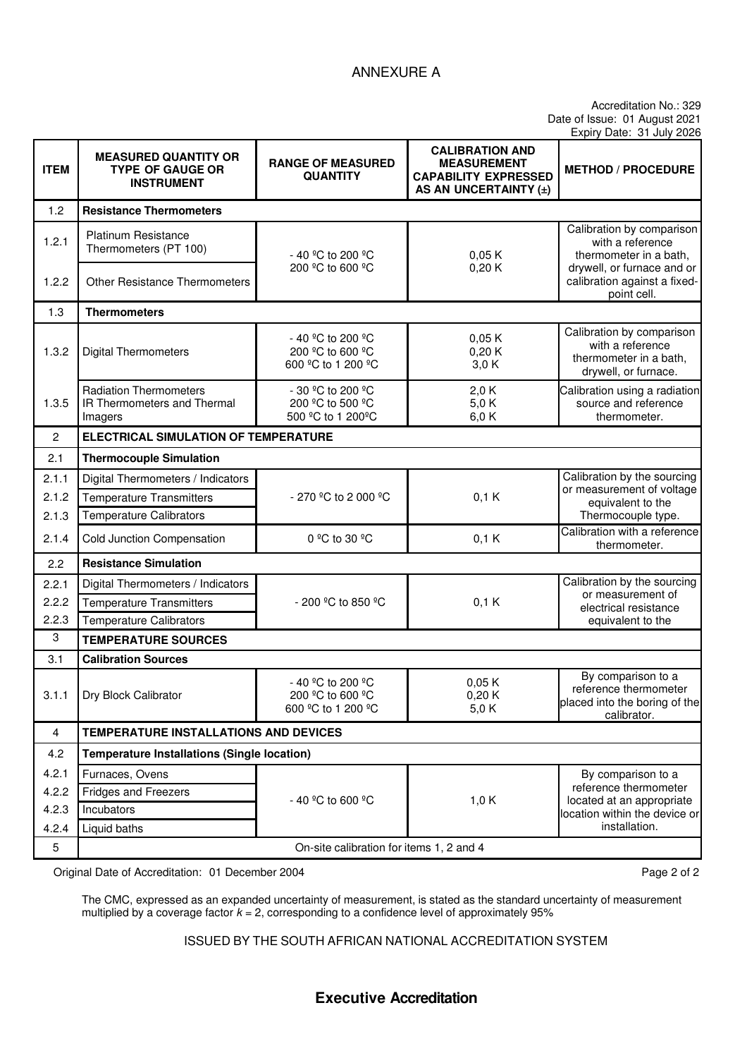# ANNEXURE A

Accreditation No.: 329
Date of Issue: 01 August 2021
Expiry Date: 31 July 2026

| ITEM | MEASURED QUANTITY OR TYPE OF GAUGE OR INSTRUMENT | RANGE OF MEASURED QUANTITY | CALIBRATION AND MEASUREMENT CAPABILITY EXPRESSED AS AN UNCERTAINTY (±) | METHOD / PROCEDURE |
|---|---|---|---|---|
| 1.2 | **Resistance Thermometers** | | | |
| 1.2.1 | Platinum Resistance Thermometers (PT 100) | - 40 ºC to 200 ºC<br>200 ºC to 600 ºC | 0,05 K<br>0,20 K | Calibration by comparison with a reference thermometer in a bath, drywell, or furnace and or calibration against a fixed-point cell. |
| 1.2.2 | Other Resistance Thermometers | | | |
| 1.3 | **Thermometers** | | | |
| 1.3.2 | Digital Thermometers | - 40 ºC to 200 ºC<br>200 ºC to 600 ºC<br>600 ºC to 1 200 ºC | 0,05 K<br>0,20 K<br>3,0 K | Calibration by comparison with a reference thermometer in a bath, drywell, or furnace. |
| 1.3.5 | Radiation Thermometers IR Thermometers and Thermal Imagers | - 30 ºC to 200 ºC<br>200 ºC to 500 ºC<br>500 ºC to 1 200ºC | 2,0 K<br>5,0 K<br>6,0 K | Calibration using a radiation source and reference thermometer. |
| 2 | **ELECTRICAL SIMULATION OF TEMPERATURE** | | | |
| 2.1 | **Thermocouple Simulation** | | | |
| 2.1.1 | Digital Thermometers / Indicators | - 270 ºC to 2 000 ºC | 0,1 K | Calibration by the sourcing or measurement of voltage equivalent to the Thermocouple type. |
| 2.1.2 | Temperature Transmitters | | | |
| 2.1.3 | Temperature Calibrators | | | |
| 2.1.4 | Cold Junction Compensation | 0 ºC to 30 ºC | 0,1 K | Calibration with a reference thermometer. |
| 2.2 | **Resistance Simulation** | | | |
| 2.2.1 | Digital Thermometers / Indicators | - 200 ºC to 850 ºC | 0,1 K | Calibration by the sourcing or measurement of electrical resistance equivalent to the |
| 2.2.2 | Temperature Transmitters | | | |
| 2.2.3 | Temperature Calibrators | | | |
| 3 | **TEMPERATURE SOURCES** | | | |
| 3.1 | **Calibration Sources** | | | |
| 3.1.1 | Dry Block Calibrator | - 40 ºC to 200 ºC<br>200 ºC to 600 ºC<br>600 ºC to 1 200 ºC | 0,05 K<br>0,20 K<br>5,0 K | By comparison to a reference thermometer placed into the boring of the calibrator. |
| 4 | **TEMPERATURE INSTALLATIONS AND DEVICES** | | | |
| 4.2 | **Temperature Installations (Single location)** | | | |
| 4.2.1 | Furnaces, Ovens | - 40 ºC to 600 ºC | 1,0 K | By comparison to a reference thermometer located at an appropriate location within the device or installation. |
| 4.2.2 | Fridges and Freezers | | | |
| 4.2.3 | Incubators | | | |
| 4.2.4 | Liquid baths | | | |
| 5 | On-site calibration for items 1, 2 and 4 | | | |

Original Date of Accreditation: 01 December 2004

The CMC, expressed as an expanded uncertainty of measurement, is stated as the standard uncertainty of measurement multiplied by a coverage factor $k = 2$, corresponding to a confidence level of approximately 95%

ISSUED BY THE SOUTH AFRICAN NATIONAL ACCREDITATION SYSTEM

**Executive Accreditation**